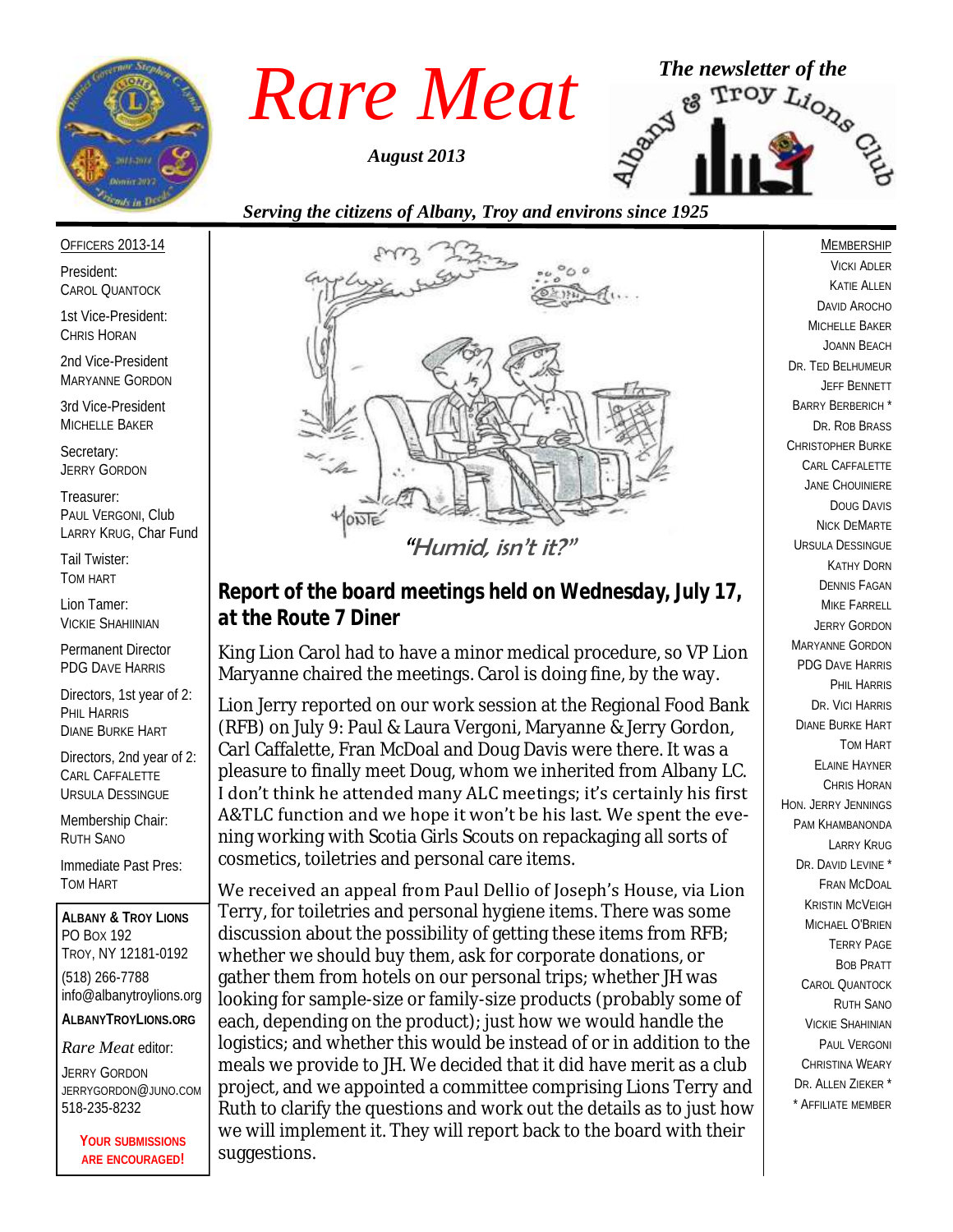# Rare Meat

*August 2013*

*The newsletter of the* Albany & Troy Lions Club

*Serving the citizens of Albany, Troy and environs since 1925*

OFFICERS 2013-14

President:
CAROL QUANTOCK

1st Vice-President:
CHRIS HORAN

2nd Vice-President
MARYANNE GORDON

3rd Vice-President
MICHELLE BAKER

Secretary:
JERRY GORDON

Treasurer:
PAUL VERGONI, Club
LARRY KRUG, Char Fund

Tail Twister:
TOM HART

Lion Tamer:
VICKIE SHAHIINIAN

Permanent Director
PDG DAVE HARRIS

Directors, 1st year of 2:
PHIL HARRIS
DIANE BURKE HART

Directors, 2nd year of 2:
CARL CAFFALETTE
URSULA DESSINGUE

Membership Chair:
RUTH SANO

Immediate Past Pres:
TOM HART

**ALBANY & TROY LIONS**
PO BOX 192
TROY, NY 12181-0192
(518) 266-7788
info@albanytroylions.org

**ALBANYTROYLIONS.ORG**

*Rare Meat* editor:
JERRY GORDON
JERRYGORDON@JUNO.COM
518-235-8232

**YOUR SUBMISSIONS ARE ENCOURAGED!**

*"Humid, isn't it?"*

## Report of the board meetings held on Wednesday, July 17, at the Route 7 Diner

King Lion Carol had to have a minor medical procedure, so VP Lion Maryanne chaired the meetings. Carol is doing fine, by the way.

Lion Jerry reported on our work session at the Regional Food Bank (RFB) on July 9: Paul & Laura Vergoni, Maryanne & Jerry Gordon, Carl Caffalette, Fran McDoal and Doug Davis were there. It was a pleasure to finally meet Doug, whom we inherited from Albany LC. I don't think he attended many ALC meetings; it's certainly his first A&TLC function and we hope it won't be his last. We spent the evening working with Scotia Girls Scouts on repackaging all sorts of cosmetics, toiletries and personal care items.

We received an appeal from Paul Dellio of Joseph's House, via Lion Terry, for toiletries and personal hygiene items. There was some discussion about the possibility of getting these items from RFB; whether we should buy them, ask for corporate donations, or gather them from hotels on our personal trips; whether JH was looking for sample-size or family-size products (probably some of each, depending on the product); just how we would handle the logistics; and whether this would be instead of or in addition to the meals we provide to JH. We decided that it did have merit as a club project, and we appointed a committee comprising Lions Terry and Ruth to clarify the questions and work out the details as to just how we will implement it. They will report back to the board with their suggestions.

MEMBERSHIP

VICKI ADLER
KATIE ALLEN
DAVID AROCHO
MICHELLE BAKER
JOANN BEACH
DR. TED BELHUMEUR
JEFF BENNETT
BARRY BERBERICH *
DR. ROB BRASS
CHRISTOPHER BURKE
CARL CAFFALETTE
JANE CHOUINIERE
DOUG DAVIS
NICK DEMARTE
URSULA DESSINGUE
KATHY DORN
DENNIS FAGAN
MIKE FARRELL
JERRY GORDON
MARYANNE GORDON
PDG DAVE HARRIS
PHIL HARRIS
DR. VICI HARRIS
DIANE BURKE HART
TOM HART
ELAINE HAYNER
CHRIS HORAN
HON. JERRY JENNINGS
PAM KHAMBANONDA
LARRY KRUG
DR. DAVID LEVINE *
FRAN MCDOAL
KRISTIN MCVEIGH
MICHAEL O'BRIEN
TERRY PAGE
BOB PRATT
CAROL QUANTOCK
RUTH SANO
VICKIE SHAHINIAN
PAUL VERGONI
CHRISTINA WEARY
DR. ALLEN ZIEKER *

\* AFFILIATE MEMBER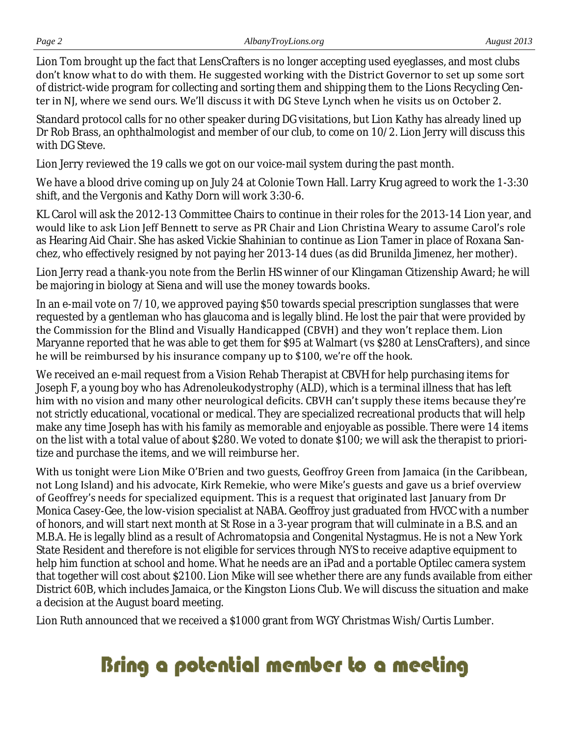Lion Tom brought up the fact that LensCrafters is no longer accepting used eyeglasses, and most clubs don't know what to do with them. He suggested working with the District Governor to set up some sort of district-wide program for collecting and sorting them and shipping them to the Lions Recycling Center in NJ, where we send ours. We'll discuss it with DG Steve Lynch when he visits us on October 2.

Standard protocol calls for no other speaker during DG visitations, but Lion Kathy has already lined up Dr Rob Brass, an ophthalmologist and member of our club, to come on 10/2. Lion Jerry will discuss this with DG Steve.

Lion Jerry reviewed the 19 calls we got on our voice-mail system during the past month.

We have a blood drive coming up on July 24 at Colonie Town Hall. Larry Krug agreed to work the 1-3:30 shift, and the Vergonis and Kathy Dorn will work 3:30-6.

KL Carol will ask the 2012-13 Committee Chairs to continue in their roles for the 2013-14 Lion year, and would like to ask Lion Jeff Bennett to serve as PR Chair and Lion Christina Weary to assume Carol's role as Hearing Aid Chair. She has asked Vickie Shahinian to continue as Lion Tamer in place of Roxana Sanchez, who effectively resigned by not paying her 2013-14 dues (as did Brunilda Jimenez, her mother).

Lion Jerry read a thank-you note from the Berlin HS winner of our Klingaman Citizenship Award; he will be majoring in biology at Siena and will use the money towards books.

In an e-mail vote on 7/10, we approved paying $50 towards special prescription sunglasses that were requested by a gentleman who has glaucoma and is legally blind. He lost the pair that were provided by the Commission for the Blind and Visually Handicapped (CBVH) and they won't replace them. Lion Maryanne reported that he was able to get them for $95 at Walmart (vs $280 at LensCrafters), and since he will be reimbursed by his insurance company up to $100, we're off the hook.

We received an e-mail request from a Vision Rehab Therapist at CBVH for help purchasing items for Joseph F, a young boy who has Adrenoleukodystrophy (ALD), which is a terminal illness that has left him with no vision and many other neurological deficits. CBVH can't supply these items because they're not strictly educational, vocational or medical. They are specialized recreational products that will help make any time Joseph has with his family as memorable and enjoyable as possible. There were 14 items on the list with a total value of about $280. We voted to donate $100; we will ask the therapist to prioritize and purchase the items, and we will reimburse her.

With us tonight were Lion Mike O'Brien and two guests, Geoffroy Green from Jamaica (in the Caribbean, not Long Island) and his advocate, Kirk Remekie, who were Mike's guests and gave us a brief overview of Geoffrey's needs for specialized equipment. This is a request that originated last January from Dr Monica Casey-Gee, the low-vision specialist at NABA. Geoffroy just graduated from HVCC with a number of honors, and will start next month at St Rose in a 3-year program that will culminate in a B.S. and an M.B.A. He is legally blind as a result of Achromatopsia and Congenital Nystagmus. He is not a New York State Resident and therefore is not eligible for services through NYS to receive adaptive equipment to help him function at school and home. What he needs are an iPad and a portable Optilec camera system that together will cost about $2100. Lion Mike will see whether there are any funds available from either District 60B, which includes Jamaica, or the Kingston Lions Club. We will discuss the situation and make a decision at the August board meeting.

Lion Ruth announced that we received a $1000 grant from WGY Christmas Wish/Curtis Lumber.

# Bring a potential member to a meeting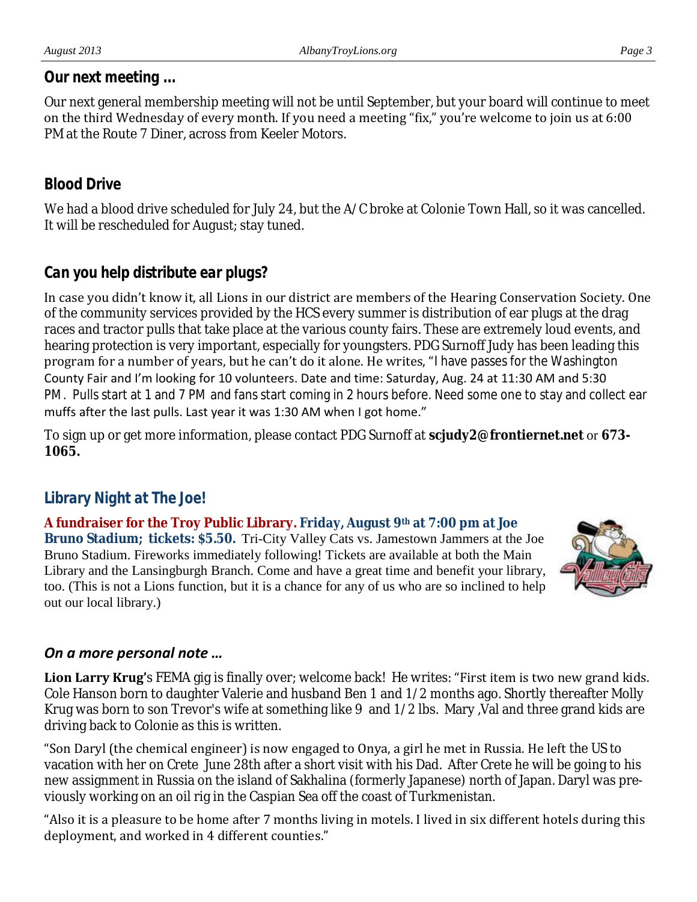## Our next meeting …

Our next general membership meeting will not be until September, but your board will continue to meet on the third Wednesday of every month. If you need a meeting "fix," you're welcome to join us at 6:00 PM at the Route 7 Diner, across from Keeler Motors.

## Blood Drive

We had a blood drive scheduled for July 24, but the A/C broke at Colonie Town Hall, so it was cancelled. It will be rescheduled for August; stay tuned.

## *Can you help distribute ear plugs?*

In case you didn't know it, all Lions in our district are members of the Hearing Conservation Society. One of the community services provided by the HCS every summer is distribution of ear plugs at the drag races and tractor pulls that take place at the various county fairs. These are extremely loud events, and hearing protection is very important, especially for youngsters. PDG Surnoff Judy has been leading this program for a number of years, but he can't do it alone. He writes, "I have passes for the Washington County Fair and I'm looking for 10 volunteers. Date and time: Saturday, Aug. 24 at 11:30 AM and 5:30 PM. Pulls start at 1 and 7 PM and fans start coming in 2 hours before. Need some one to stay and collect ear muffs after the last pulls. Last year it was 1:30 AM when I got home."

To sign up or get more information, please contact PDG Surnoff at **scjudy2@frontiernet.net** or **673-1065.**

## Library Night at The Joe!

**A fundraiser for the Troy Public Library. Friday, August 9th at 7:00 pm at Joe Bruno Stadium; tickets: $5.50.** Tri-City Valley Cats vs. Jamestown Jammers at the Joe Bruno Stadium. Fireworks immediately following! Tickets are available at both the Main Library and the Lansingburgh Branch. Come and have a great time and benefit your library, too. (This is not a Lions function, but it is a chance for any of us who are so inclined to help out our local library.)

## *On a more personal note …*

**Lion Larry Krug'**s FEMA gig is finally over; welcome back! He writes: "First item is two new grand kids. Cole Hanson born to daughter Valerie and husband Ben 1 and 1/2 months ago. Shortly thereafter Molly Krug was born to son Trevor's wife at something like 9 and 1/2 lbs. Mary ,Val and three grand kids are driving back to Colonie as this is written.

"Son Daryl (the chemical engineer) is now engaged to Onya, a girl he met in Russia. He left the US to vacation with her on Crete June 28th after a short visit with his Dad. After Crete he will be going to his new assignment in Russia on the island of Sakhalina (formerly Japanese) north of Japan. Daryl was previously working on an oil rig in the Caspian Sea off the coast of Turkmenistan.

"Also it is a pleasure to be home after 7 months living in motels. I lived in six different hotels during this deployment, and worked in 4 different counties."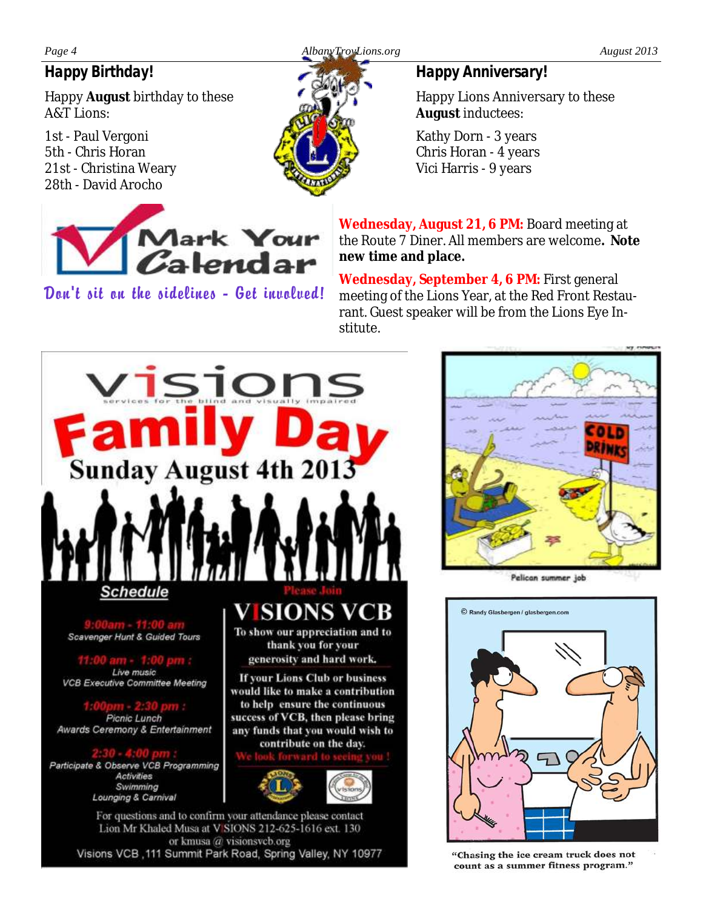## Happy Birthday!

Happy **August** birthday to these A&T Lions:

1st - Paul Vergoni
5th - Chris Horan
21st - Christina Weary
28th - David Arocho

## Happy Anniversary!

Happy Lions Anniversary to these **August** inductees:

Kathy Dorn - 3 years
Chris Horan - 4 years
Vici Harris - 9 years

## Mark Your Calendar

*Don't sit on the sidelines - Get involved!*

**Wednesday, August 21, 6 PM:** Board meeting at the Route 7 Diner. All members are welcome**. Note new time and place.**

**Wednesday, September 4, 6 PM:** First general meeting of the Lions Year, at the Red Front Restaurant. Guest speaker will be from the Lions Eye Institute.

# visions

services for the blind and visually impaired

# Family Day

## Sunday August 4th 2013

### Schedule

**9:00am - 11:00 am**
Scavenger Hunt & Guided Tours

**11:00 am - 1:00 pm :**
Live music
VCB Executive Committee Meeting

**1:00pm - 2:30 pm :**
Picnic Lunch
Awards Ceremony & Entertainment

**2:30 - 4:00 pm :**
Participate & Observe VCB Programming
Activities
Swimming
Lounging & Carnival

Please Join

### VISIONS VCB

To show our appreciation and to thank you for your generosity and hard work.

If your Lions Club or business would like to make a contribution to help ensure the continuous success of VCB, then please bring any funds that you would wish to contribute on the day.

We look forward to seeing you !

For questions and to confirm your attendance please contact Lion Mr Khaled Musa at VISIONS 212-625-1616 ext. 130 or kmusa @ visionsvcb.org
Visions VCB ,111 Summit Park Road, Spring Valley, NY 10977

Pelican summer job

© Randy Glasbergen / glasbergen.com

"Chasing the ice cream truck does not count as a summer fitness program."